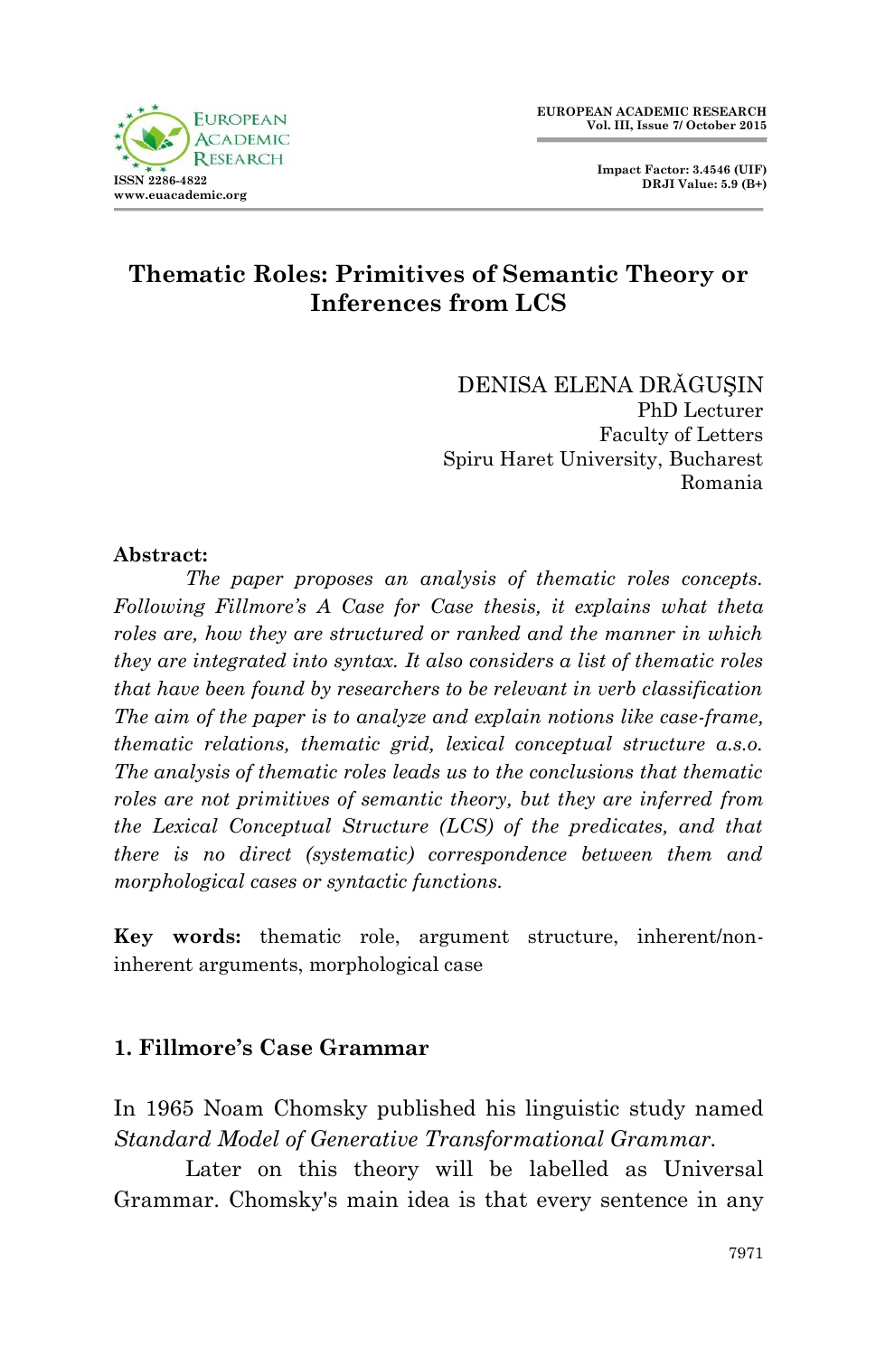# Thematic Roles: Primitives of Semantic Theory or Inferences from LCS

DENISA ELENA DRĂGUŞIN
PhD Lecturer
Faculty of Letters
Spiru Haret University, Bucharest
Romania

**Abstract:**

*The paper proposes an analysis of thematic roles concepts. Following Fillmore's A Case for Case thesis, it explains what theta roles are, how they are structured or ranked and the manner in which they are integrated into syntax. It also considers a list of thematic roles that have been found by researchers to be relevant in verb classification The aim of the paper is to analyze and explain notions like case-frame, thematic relations, thematic grid, lexical conceptual structure a.s.o. The analysis of thematic roles leads us to the conclusions that thematic roles are not primitives of semantic theory, but they are inferred from the Lexical Conceptual Structure (LCS) of the predicates, and that there is no direct (systematic) correspondence between them and morphological cases or syntactic functions.*

**Key words:** thematic role, argument structure, inherent/non-inherent arguments, morphological case

## 1. Fillmore's Case Grammar

In 1965 Noam Chomsky published his linguistic study named *Standard Model of Generative Transformational Grammar.*

Later on this theory will be labelled as Universal Grammar. Chomsky's main idea is that every sentence in any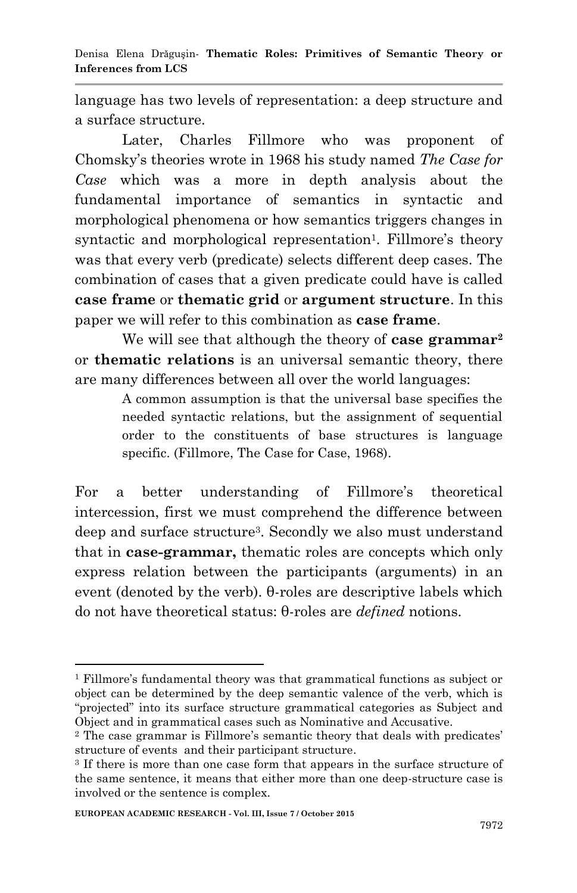language has two levels of representation: a deep structure and a surface structure.

Later, Charles Fillmore who was proponent of Chomsky's theories wrote in 1968 his study named *The Case for Case* which was a more in depth analysis about the fundamental importance of semantics in syntactic and morphological phenomena or how semantics triggers changes in syntactic and morphological representation[1]. Fillmore's theory was that every verb (predicate) selects different deep cases. The combination of cases that a given predicate could have is called **case frame** or **thematic grid** or **argument structure**. In this paper we will refer to this combination as **case frame**.

We will see that although the theory of **case grammar**[2] or **thematic relations** is an universal semantic theory, there are many differences between all over the world languages:

> A common assumption is that the universal base specifies the needed syntactic relations, but the assignment of sequential order to the constituents of base structures is language specific. (Fillmore, The Case for Case, 1968).

For a better understanding of Fillmore's theoretical intercession, first we must comprehend the difference between deep and surface structure[3]. Secondly we also must understand that in **case-grammar,** thematic roles are concepts which only express relation between the participants (arguments) in an event (denoted by the verb). θ-roles are descriptive labels which do not have theoretical status: θ-roles are *defined* notions.

---

[1] Fillmore's fundamental theory was that grammatical functions as subject or object can be determined by the deep semantic valence of the verb, which is "projected" into its surface structure grammatical categories as Subject and Object and in grammatical cases such as Nominative and Accusative.

[2] The case grammar is Fillmore's semantic theory that deals with predicates' structure of events and their participant structure.

[3] If there is more than one case form that appears in the surface structure of the same sentence, it means that either more than one deep-structure case is involved or the sentence is complex.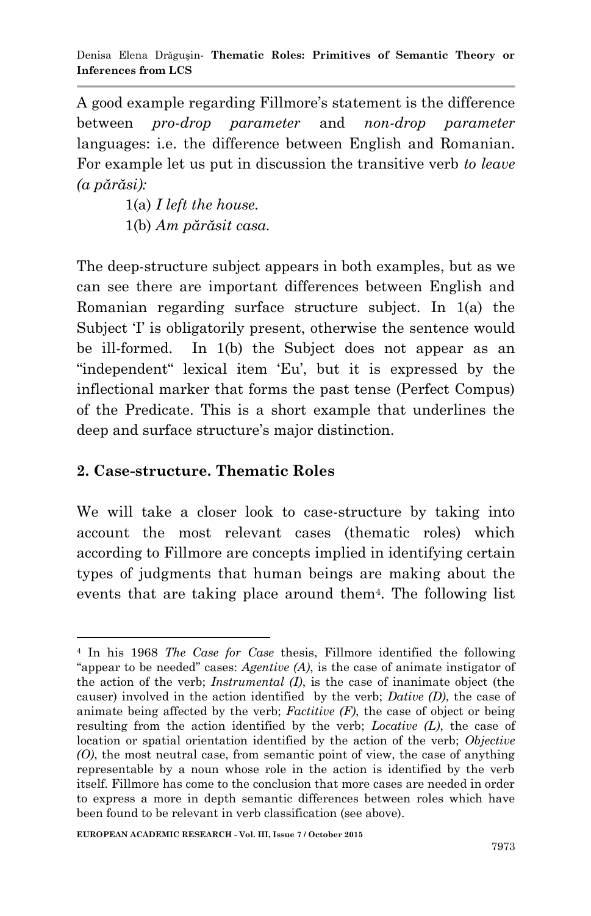A good example regarding Fillmore's statement is the difference between *pro-drop parameter* and *non-drop parameter* languages: i.e. the difference between English and Romanian. For example let us put in discussion the transitive verb *to leave (a părăsi):*

1(a) *I left the house.*

1(b) *Am părăsit casa.*

The deep-structure subject appears in both examples, but as we can see there are important differences between English and Romanian regarding surface structure subject. In 1(a) the Subject 'I' is obligatorily present, otherwise the sentence would be ill-formed. In 1(b) the Subject does not appear as an "independent" lexical item 'Eu', but it is expressed by the inflectional marker that forms the past tense (Perfect Compus) of the Predicate. This is a short example that underlines the deep and surface structure's major distinction.

## 2. Case-structure. Thematic Roles

We will take a closer look to case-structure by taking into account the most relevant cases (thematic roles) which according to Fillmore are concepts implied in identifying certain types of judgments that human beings are making about the events that are taking place around them[4]. The following list

---

[4] In his 1968 *The Case for Case* thesis, Fillmore identified the following "appear to be needed" cases: *Agentive (A)*, is the case of animate instigator of the action of the verb; *Instrumental (I)*, is the case of inanimate object (the causer) involved in the action identified by the verb; *Dative (D)*, the case of animate being affected by the verb; *Factitive (F)*, the case of object or being resulting from the action identified by the verb; *Locative (L)*, the case of location or spatial orientation identified by the action of the verb; *Objective (O)*, the most neutral case, from semantic point of view, the case of anything representable by a noun whose role in the action is identified by the verb itself. Fillmore has come to the conclusion that more cases are needed in order to express a more in depth semantic differences between roles which have been found to be relevant in verb classification (see above).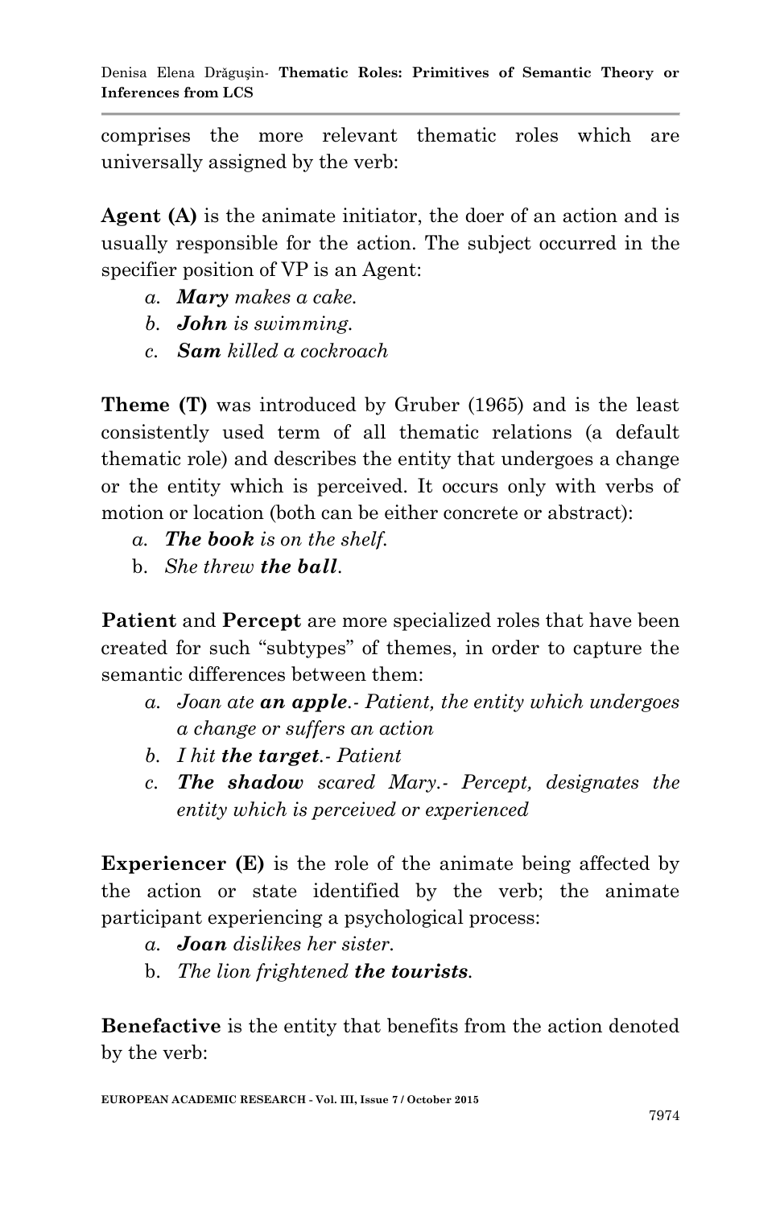comprises the more relevant thematic roles which are universally assigned by the verb:

**Agent (A)** is the animate initiator, the doer of an action and is usually responsible for the action. The subject occurred in the specifier position of VP is an Agent:

- *a.* ***Mary*** *makes a cake.*
- *b.* ***John*** *is swimming.*
- *c.* ***Sam*** *killed a cockroach*

**Theme (T)** was introduced by Gruber (1965) and is the least consistently used term of all thematic relations (a default thematic role) and describes the entity that undergoes a change or the entity which is perceived. It occurs only with verbs of motion or location (both can be either concrete or abstract):

- *a.* ***The book*** *is on the shelf.*
- b. *She threw* ***the ball****.*

**Patient** and **Percept** are more specialized roles that have been created for such "subtypes" of themes, in order to capture the semantic differences between them:

- *a. Joan ate* ***an apple****.- Patient, the entity which undergoes a change or suffers an action*
- *b. I hit* ***the target****.- Patient*
- *c.* ***The shadow*** *scared Mary.- Percept, designates the entity which is perceived or experienced*

**Experiencer (E)** is the role of the animate being affected by the action or state identified by the verb; the animate participant experiencing a psychological process:

- *a.* ***Joan*** *dislikes her sister.*
- b. *The lion frightened* ***the tourists****.*

**Benefactive** is the entity that benefits from the action denoted by the verb: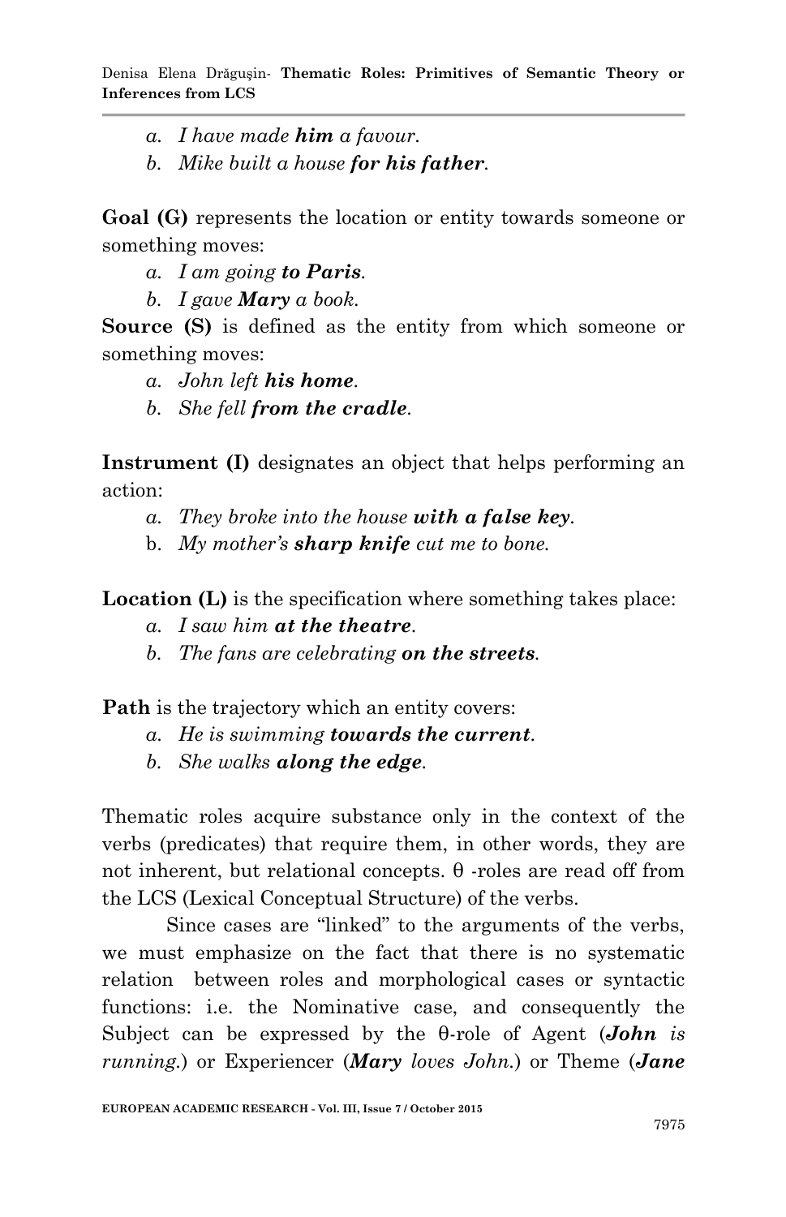a. *I have made **him** a favour.*
b. *Mike built a house **for his father**.*

**Goal (G)** represents the location or entity towards someone or something moves:

a. *I am going **to Paris**.*
b. *I gave **Mary** a book.*

**Source (S)** is defined as the entity from which someone or something moves:

a. *John left **his home**.*
b. *She fell **from the cradle**.*

**Instrument (I)** designates an object that helps performing an action:

a. *They broke into the house **with a false key**.*
b. *My mother's **sharp knife** cut me to bone.*

**Location (L)** is the specification where something takes place:

a. *I saw him **at the theatre**.*
b. *The fans are celebrating **on the streets**.*

**Path** is the trajectory which an entity covers:

a. *He is swimming **towards the current**.*
b. *She walks **along the edge**.*

Thematic roles acquire substance only in the context of the verbs (predicates) that require them, in other words, they are not inherent, but relational concepts. θ -roles are read off from the LCS (Lexical Conceptual Structure) of the verbs.

Since cases are "linked" to the arguments of the verbs, we must emphasize on the fact that there is no systematic relation between roles and morphological cases or syntactic functions: i.e. the Nominative case, and consequently the Subject can be expressed by the θ-role of Agent (***John** is running.*) or Experiencer (***Mary** loves John.*) or Theme (***Jane**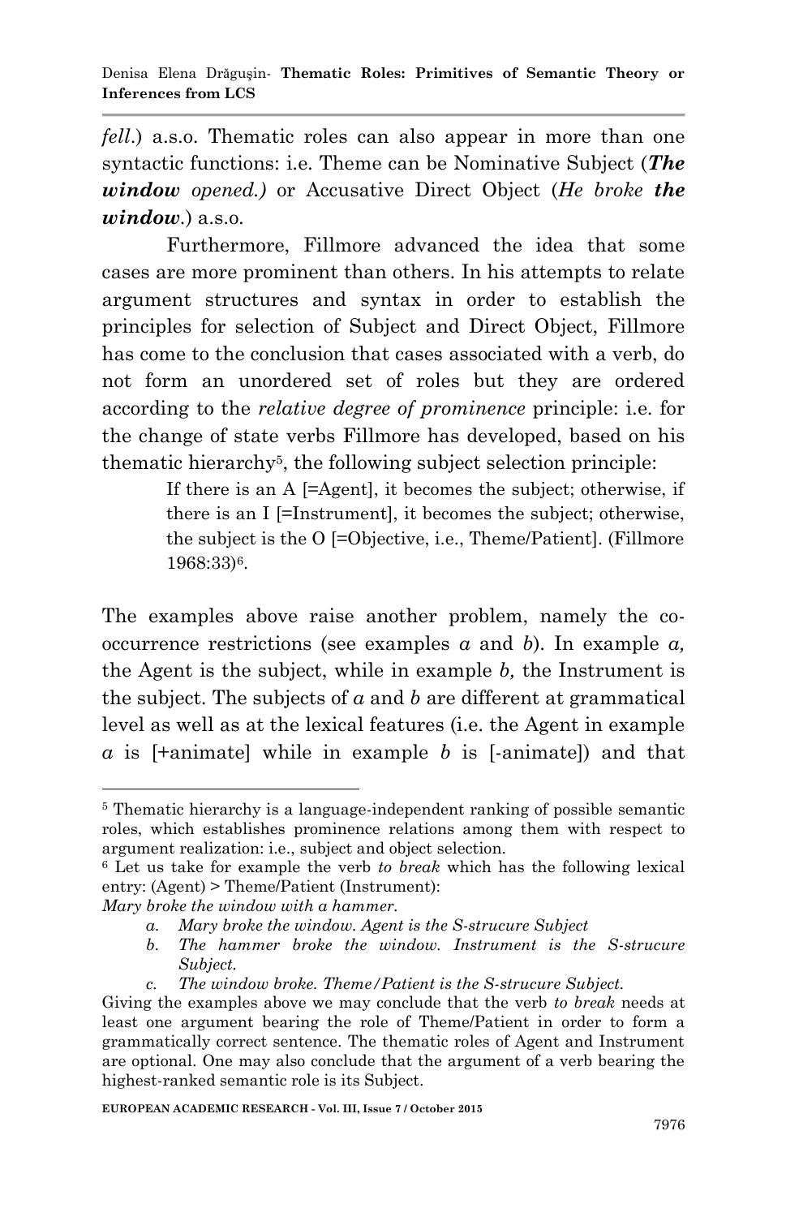*fell*.) a.s.o. Thematic roles can also appear in more than one syntactic functions: i.e. Theme can be Nominative Subject (***The window*** *opened.)* or Accusative Direct Object (*He broke* ***the window***.) a.s.o.

Furthermore, Fillmore advanced the idea that some cases are more prominent than others. In his attempts to relate argument structures and syntax in order to establish the principles for selection of Subject and Direct Object, Fillmore has come to the conclusion that cases associated with a verb, do not form an unordered set of roles but they are ordered according to the *relative degree of prominence* principle: i.e. for the change of state verbs Fillmore has developed, based on his thematic hierarchy[5], the following subject selection principle:

> If there is an A [=Agent], it becomes the subject; otherwise, if there is an I [=Instrument], it becomes the subject; otherwise, the subject is the O [=Objective, i.e., Theme/Patient]. (Fillmore 1968:33)[6].

The examples above raise another problem, namely the co-occurrence restrictions (see examples *a* and *b*). In example *a,* the Agent is the subject, while in example *b,* the Instrument is the subject. The subjects of *a* and *b* are different at grammatical level as well as at the lexical features (i.e. the Agent in example *a* is [+animate] while in example *b* is [-animate]) and that

---

[5] Thematic hierarchy is a language-independent ranking of possible semantic roles, which establishes prominence relations among them with respect to argument realization: i.e., subject and object selection.

[6] Let us take for example the verb *to break* which has the following lexical entry: (Agent) > Theme/Patient (Instrument):

*Mary broke the window with a hammer.*

a. *Mary broke the window. Agent is the S-strucure Subject*
b. *The hammer broke the window. Instrument is the S-strucure Subject.*
c. *The window broke. Theme/Patient is the S-strucure Subject.*

Giving the examples above we may conclude that the verb *to break* needs at least one argument bearing the role of Theme/Patient in order to form a grammatically correct sentence. The thematic roles of Agent and Instrument are optional. One may also conclude that the argument of a verb bearing the highest-ranked semantic role is its Subject.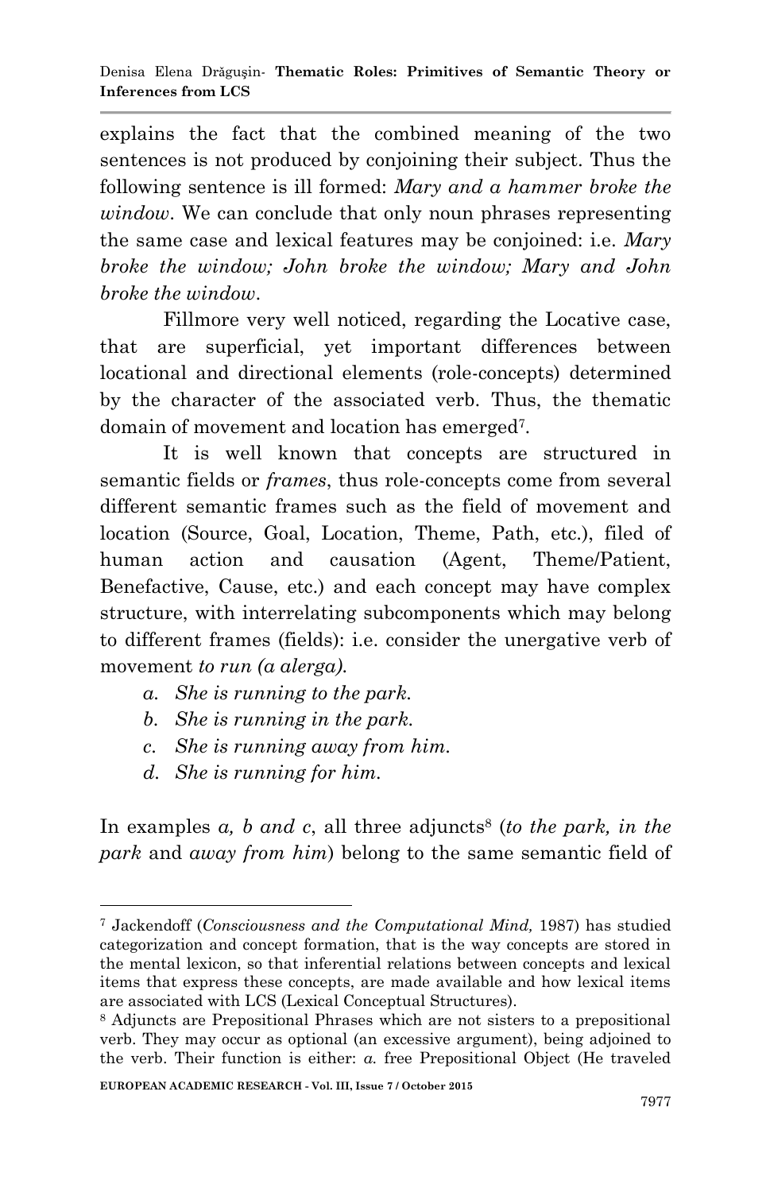explains the fact that the combined meaning of the two sentences is not produced by conjoining their subject. Thus the following sentence is ill formed: *Mary and a hammer broke the window*. We can conclude that only noun phrases representing the same case and lexical features may be conjoined: i.e. *Mary broke the window; John broke the window; Mary and John broke the window*.

Fillmore very well noticed, regarding the Locative case, that are superficial, yet important differences between locational and directional elements (role-concepts) determined by the character of the associated verb. Thus, the thematic domain of movement and location has emerged[7].

It is well known that concepts are structured in semantic fields or *frames*, thus role-concepts come from several different semantic frames such as the field of movement and location (Source, Goal, Location, Theme, Path, etc.), filed of human action and causation (Agent, Theme/Patient, Benefactive, Cause, etc.) and each concept may have complex structure, with interrelating subcomponents which may belong to different frames (fields): i.e. consider the unergative verb of movement *to run (a alerga).*

a. *She is running to the park.*
b. *She is running in the park.*
c. *She is running away from him.*
d. *She is running for him.*

In examples *a, b and c*, all three adjuncts[8] (*to the park, in the park* and *away from him*) belong to the same semantic field of

---

[7] Jackendoff (*Consciousness and the Computational Mind,* 1987) has studied categorization and concept formation, that is the way concepts are stored in the mental lexicon, so that inferential relations between concepts and lexical items that express these concepts, are made available and how lexical items are associated with LCS (Lexical Conceptual Structures).

[8] Adjuncts are Prepositional Phrases which are not sisters to a prepositional verb. They may occur as optional (an excessive argument), being adjoined to the verb. Their function is either: *a.* free Prepositional Object (He traveled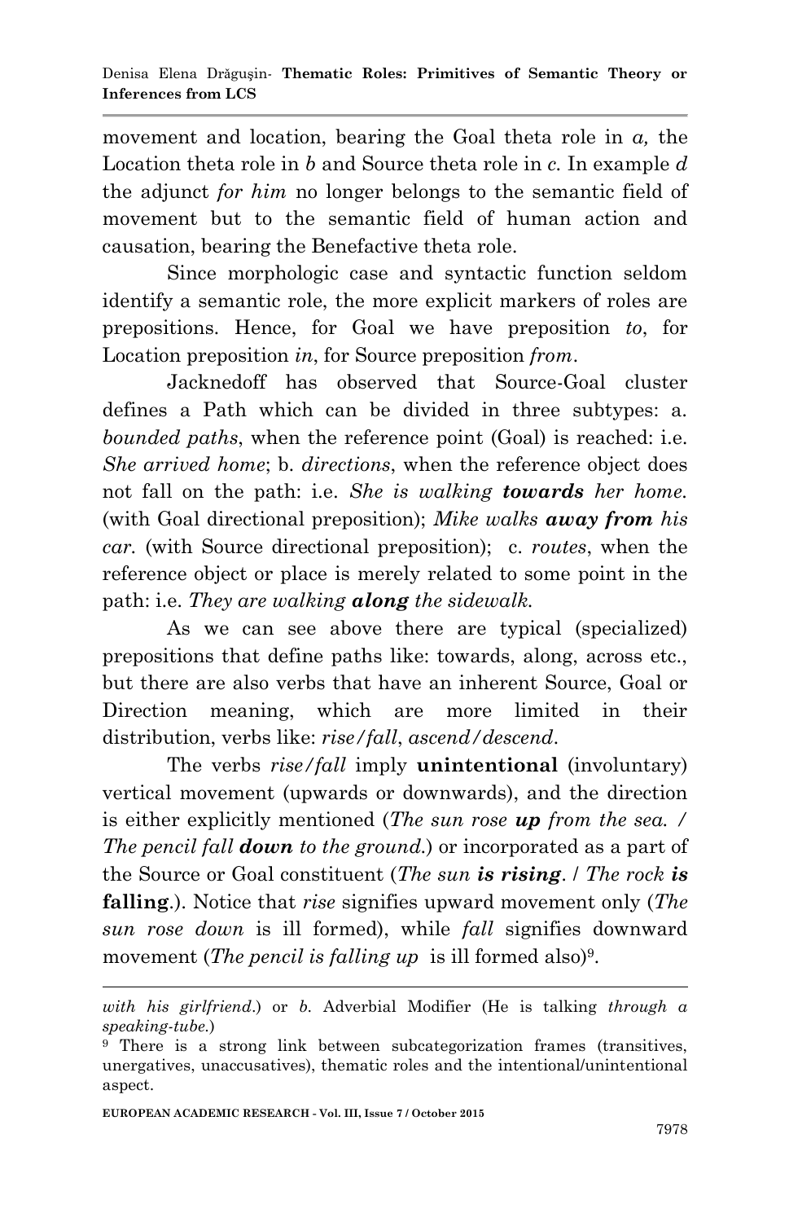movement and location, bearing the Goal theta role in *a,* the Location theta role in *b* and Source theta role in *c.* In example *d* the adjunct *for him* no longer belongs to the semantic field of movement but to the semantic field of human action and causation, bearing the Benefactive theta role.

Since morphologic case and syntactic function seldom identify a semantic role, the more explicit markers of roles are prepositions. Hence, for Goal we have preposition *to*, for Location preposition *in*, for Source preposition *from*.

Jacknedoff has observed that Source-Goal cluster defines a Path which can be divided in three subtypes: a. *bounded paths*, when the reference point (Goal) is reached: i.e. *She arrived home*; b. *directions*, when the reference object does not fall on the path: i.e. *She is walking* ***towards*** *her home.* (with Goal directional preposition); *Mike walks* ***away from*** *his car.* (with Source directional preposition); c. *routes*, when the reference object or place is merely related to some point in the path: i.e. *They are walking* ***along*** *the sidewalk.*

As we can see above there are typical (specialized) prepositions that define paths like: towards, along, across etc., but there are also verbs that have an inherent Source, Goal or Direction meaning, which are more limited in their distribution, verbs like: *rise/fall*, *ascend/descend*.

The verbs *rise/fall* imply **unintentional** (involuntary) vertical movement (upwards or downwards), and the direction is either explicitly mentioned (*The sun rose* ***up*** *from the sea. / The pencil fall* ***down*** *to the ground.*) or incorporated as a part of the Source or Goal constituent (*The sun* ***is rising****.* / *The rock* ***is*** **falling**.). Notice that *rise* signifies upward movement only (*The sun rose down* is ill formed), while *fall* signifies downward movement (*The pencil is falling up* is ill formed also)[9].

---

*with his girlfriend.*) or *b.* Adverbial Modifier (He is talking *through a speaking-tube.*)

[9] There is a strong link between subcategorization frames (transitives, unergatives, unaccusatives), thematic roles and the intentional/unintentional aspect.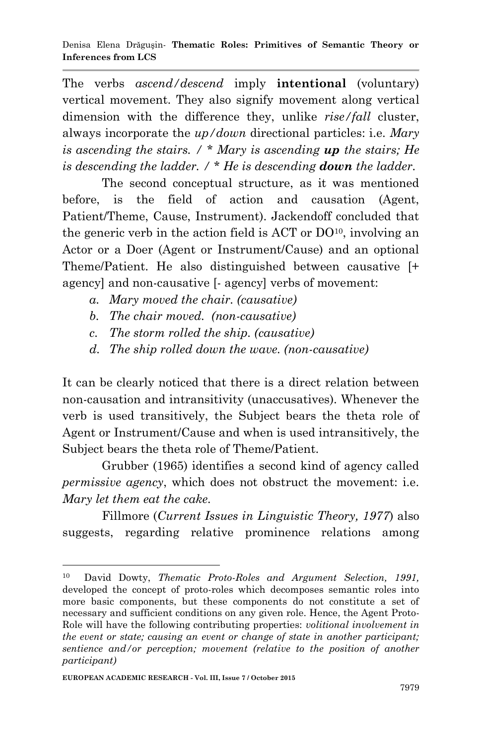The verbs *ascend/descend* imply **intentional** (voluntary) vertical movement. They also signify movement along vertical dimension with the difference they, unlike *rise/fall* cluster, always incorporate the *up/down* directional particles: i.e. *Mary is ascending the stairs. / * Mary is ascending **up** the stairs; He is descending the ladder. / * He is descending **down** the ladder.*

The second conceptual structure, as it was mentioned before, is the field of action and causation (Agent, Patient/Theme, Cause, Instrument). Jackendoff concluded that the generic verb in the action field is ACT or DO[10], involving an Actor or a Doer (Agent or Instrument/Cause) and an optional Theme/Patient. He also distinguished between causative [+ agency] and non-causative [- agency] verbs of movement:

a. *Mary moved the chair. (causative)*
b. *The chair moved. (non-causative)*
c. *The storm rolled the ship. (causative)*
d. *The ship rolled down the wave. (non-causative)*

It can be clearly noticed that there is a direct relation between non-causation and intransitivity (unaccusatives). Whenever the verb is used transitively, the Subject bears the theta role of Agent or Instrument/Cause and when is used intransitively, the Subject bears the theta role of Theme/Patient.

Grubber (1965) identifies a second kind of agency called *permissive agency*, which does not obstruct the movement: i.e. *Mary let them eat the cake.*

Fillmore (*Current Issues in Linguistic Theory, 1977*) also suggests, regarding relative prominence relations among

---

[10] David Dowty, *Thematic Proto-Roles and Argument Selection, 1991,* developed the concept of proto-roles which decomposes semantic roles into more basic components, but these components do not constitute a set of necessary and sufficient conditions on any given role. Hence, the Agent Proto-Role will have the following contributing properties: *volitional involvement in the event or state; causing an event or change of state in another participant; sentience and/or perception; movement (relative to the position of another participant)*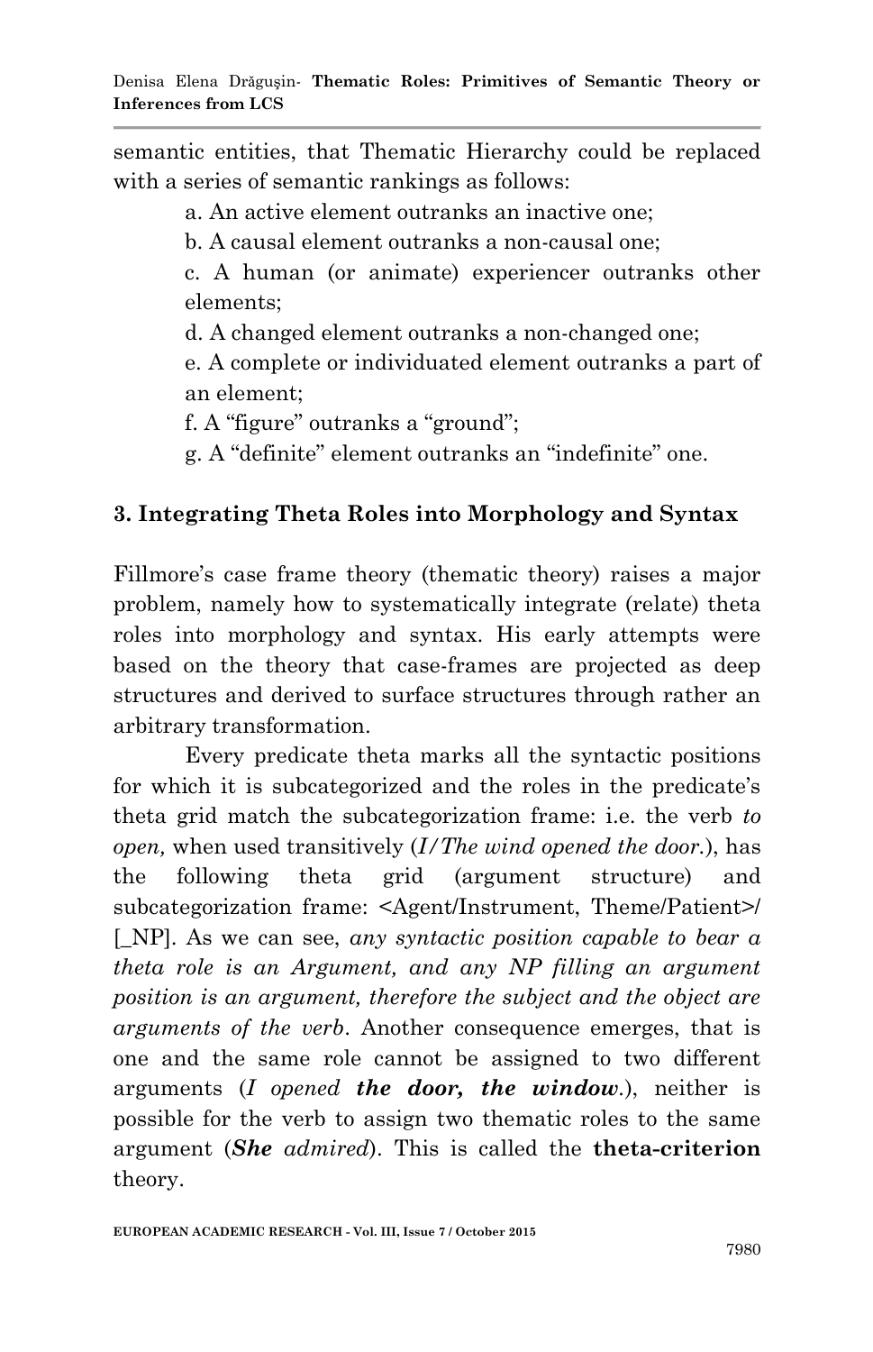semantic entities, that Thematic Hierarchy could be replaced with a series of semantic rankings as follows:

a. An active element outranks an inactive one;

b. A causal element outranks a non-causal one;

c. A human (or animate) experiencer outranks other elements;

d. A changed element outranks a non-changed one;

e. A complete or individuated element outranks a part of an element;

f. A "figure" outranks a "ground";

g. A "definite" element outranks an "indefinite" one.

## 3. Integrating Theta Roles into Morphology and Syntax

Fillmore's case frame theory (thematic theory) raises a major problem, namely how to systematically integrate (relate) theta roles into morphology and syntax. His early attempts were based on the theory that case-frames are projected as deep structures and derived to surface structures through rather an arbitrary transformation.

Every predicate theta marks all the syntactic positions for which it is subcategorized and the roles in the predicate's theta grid match the subcategorization frame: i.e. the verb *to open,* when used transitively (*I/The wind opened the door.*), has the following theta grid (argument structure) and subcategorization frame: <Agent/Instrument, Theme/Patient>/ [_NP]. As we can see, *any syntactic position capable to bear a theta role is an Argument, and any NP filling an argument position is an argument, therefore the subject and the object are arguments of the verb*. Another consequence emerges, that is one and the same role cannot be assigned to two different arguments (*I opened* ***the door, the window***.), neither is possible for the verb to assign two thematic roles to the same argument (***She*** *admired*). This is called the **theta-criterion** theory.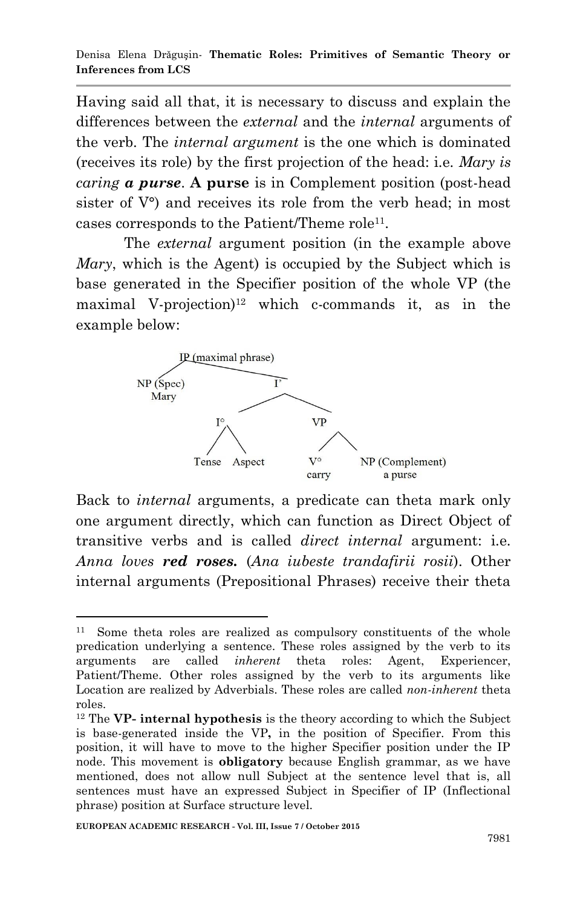Having said all that, it is necessary to discuss and explain the differences between the *external* and the *internal* arguments of the verb. The *internal argument* is the one which is dominated (receives its role) by the first projection of the head: i.e. *Mary is caring **a purse***. **A purse** is in Complement position (post-head sister of V°) and receives its role from the verb head; in most cases corresponds to the Patient/Theme role[11].

The *external* argument position (in the example above *Mary*, which is the Agent) is occupied by the Subject which is base generated in the Specifier position of the whole VP (the maximal V-projection)[12] which c-commands it, as in the example below:

```
                IP (maximal phrase)
               /            \
        NP (Spec)            I'
          Mary             /    \
                         I°      VP
                        /  \    /   \
                    Tense Aspect V°   NP (Complement)
                                carry    a purse
```

Back to *internal* arguments, a predicate can theta mark only one argument directly, which can function as Direct Object of transitive verbs and is called *direct internal* argument: i.e. *Anna loves **red roses.*** (*Ana iubeste trandafirii rosii*). Other internal arguments (Prepositional Phrases) receive their theta

---

[11] Some theta roles are realized as compulsory constituents of the whole predication underlying a sentence. These roles assigned by the verb to its arguments are called *inherent* theta roles: Agent, Experiencer, Patient/Theme. Other roles assigned by the verb to its arguments like Location are realized by Adverbials. These roles are called *non-inherent* theta roles.

[12] The **VP- internal hypothesis** is the theory according to which the Subject is base-generated inside the VP**,** in the position of Specifier. From this position, it will have to move to the higher Specifier position under the IP node. This movement is **obligatory** because English grammar, as we have mentioned, does not allow null Subject at the sentence level that is, all sentences must have an expressed Subject in Specifier of IP (Inflectional phrase) position at Surface structure level.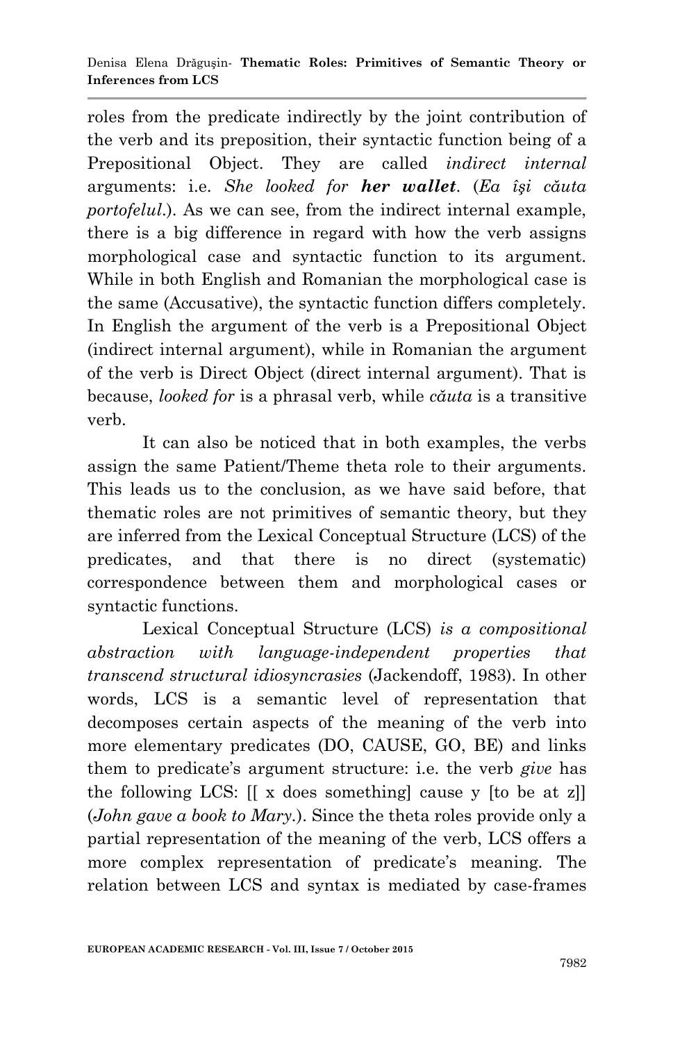roles from the predicate indirectly by the joint contribution of the verb and its preposition, their syntactic function being of a Prepositional Object. They are called *indirect internal* arguments: i.e. *She looked for **her wallet**.* (*Ea îşi căuta portofelul*.). As we can see, from the indirect internal example, there is a big difference in regard with how the verb assigns morphological case and syntactic function to its argument. While in both English and Romanian the morphological case is the same (Accusative), the syntactic function differs completely. In English the argument of the verb is a Prepositional Object (indirect internal argument), while in Romanian the argument of the verb is Direct Object (direct internal argument). That is because, *looked for* is a phrasal verb, while *căuta* is a transitive verb.

It can also be noticed that in both examples, the verbs assign the same Patient/Theme theta role to their arguments. This leads us to the conclusion, as we have said before, that thematic roles are not primitives of semantic theory, but they are inferred from the Lexical Conceptual Structure (LCS) of the predicates, and that there is no direct (systematic) correspondence between them and morphological cases or syntactic functions.

Lexical Conceptual Structure (LCS) *is a compositional abstraction with language-independent properties that transcend structural idiosyncrasies* (Jackendoff, 1983). In other words, LCS is a semantic level of representation that decomposes certain aspects of the meaning of the verb into more elementary predicates (DO, CAUSE, GO, BE) and links them to predicate's argument structure: i.e. the verb *give* has the following LCS: [[ x does something] cause y [to be at z]] (*John gave a book to Mary.*). Since the theta roles provide only a partial representation of the meaning of the verb, LCS offers a more complex representation of predicate's meaning. The relation between LCS and syntax is mediated by case-frames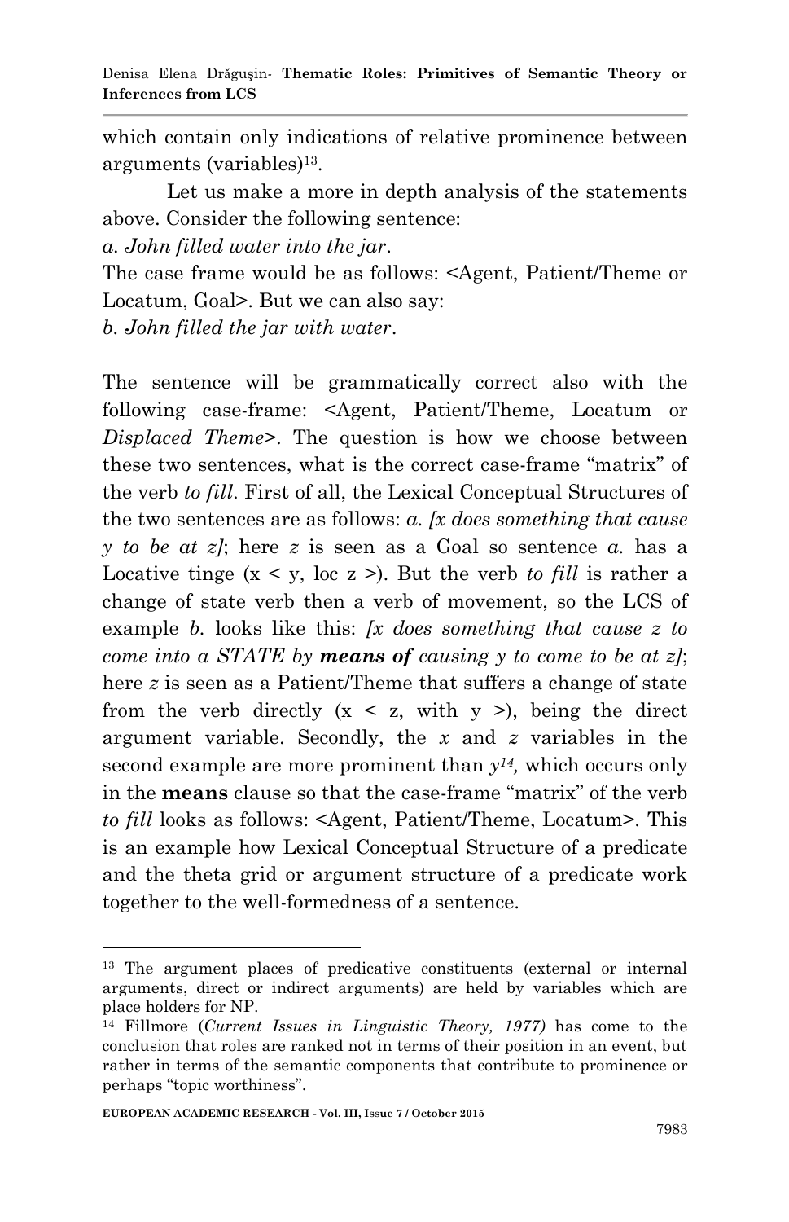which contain only indications of relative prominence between arguments (variables)[13].

Let us make a more in depth analysis of the statements above. Consider the following sentence:

*a. John filled water into the jar.*

The case frame would be as follows: <Agent, Patient/Theme or Locatum, Goal>. But we can also say:

*b. John filled the jar with water.*

The sentence will be grammatically correct also with the following case-frame: <Agent, Patient/Theme, Locatum or *Displaced Theme*>. The question is how we choose between these two sentences, what is the correct case-frame "matrix" of the verb *to fill*. First of all, the Lexical Conceptual Structures of the two sentences are as follows: *a. [x does something that cause y to be at z]*; here *z* is seen as a Goal so sentence *a.* has a Locative tinge (x < y, loc z >). But the verb *to fill* is rather a change of state verb then a verb of movement, so the LCS of example *b.* looks like this: *[x does something that cause z to come into a STATE by **means of** causing y to come to be at z]*; here *z* is seen as a Patient/Theme that suffers a change of state from the verb directly (x < z, with y >), being the direct argument variable. Secondly, the *x* and *z* variables in the second example are more prominent than *y*[14], which occurs only in the **means** clause so that the case-frame "matrix" of the verb *to fill* looks as follows: <Agent, Patient/Theme, Locatum>. This is an example how Lexical Conceptual Structure of a predicate and the theta grid or argument structure of a predicate work together to the well-formedness of a sentence.

---

[13] The argument places of predicative constituents (external or internal arguments, direct or indirect arguments) are held by variables which are place holders for NP.

[14] Fillmore (*Current Issues in Linguistic Theory, 1977)* has come to the conclusion that roles are ranked not in terms of their position in an event, but rather in terms of the semantic components that contribute to prominence or perhaps "topic worthiness".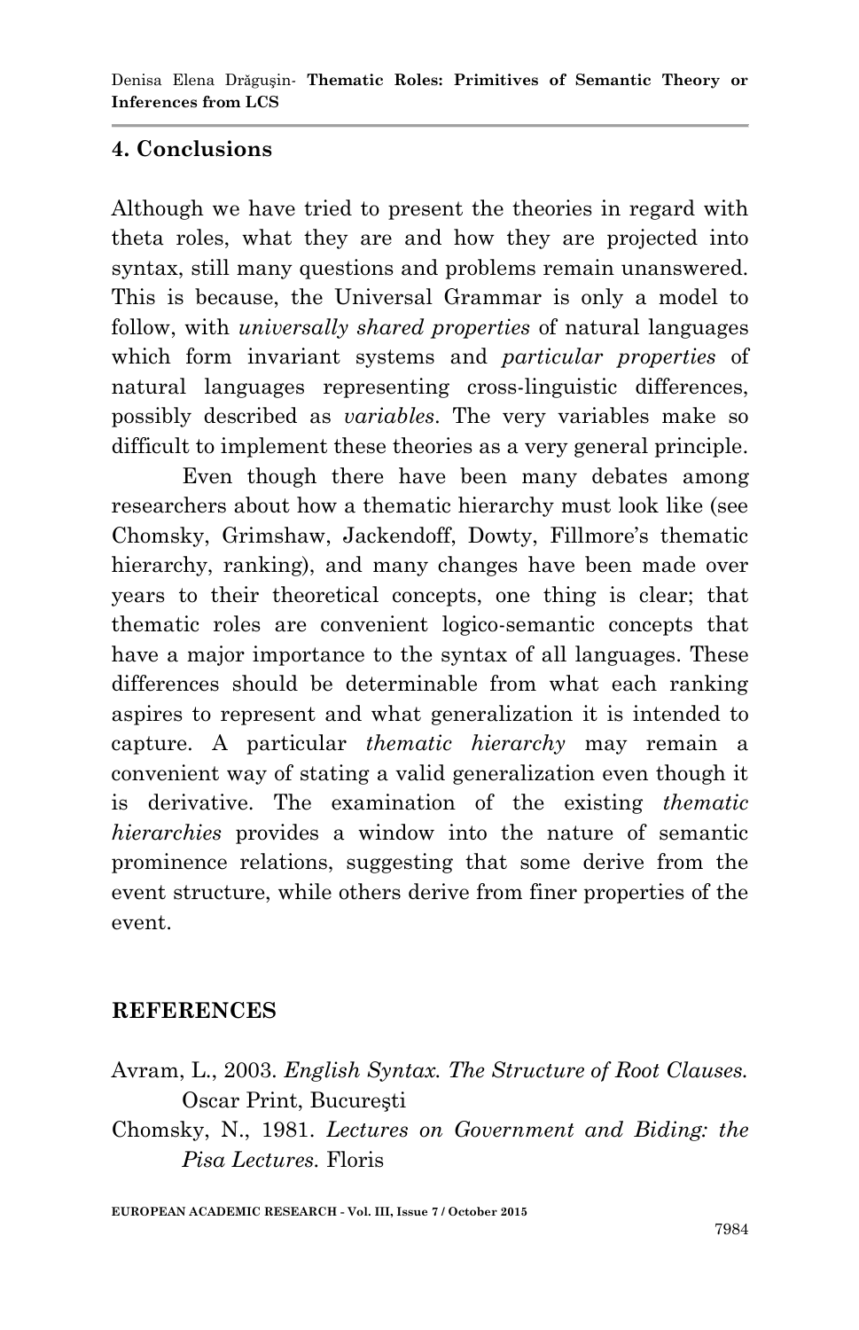## 4. Conclusions

Although we have tried to present the theories in regard with theta roles, what they are and how they are projected into syntax, still many questions and problems remain unanswered. This is because, the Universal Grammar is only a model to follow, with *universally shared properties* of natural languages which form invariant systems and *particular properties* of natural languages representing cross-linguistic differences, possibly described as *variables*. The very variables make so difficult to implement these theories as a very general principle.

Even though there have been many debates among researchers about how a thematic hierarchy must look like (see Chomsky, Grimshaw, Jackendoff, Dowty, Fillmore's thematic hierarchy, ranking), and many changes have been made over years to their theoretical concepts, one thing is clear; that thematic roles are convenient logico-semantic concepts that have a major importance to the syntax of all languages. These differences should be determinable from what each ranking aspires to represent and what generalization it is intended to capture. A particular *thematic hierarchy* may remain a convenient way of stating a valid generalization even though it is derivative. The examination of the existing *thematic hierarchies* provides a window into the nature of semantic prominence relations, suggesting that some derive from the event structure, while others derive from finer properties of the event.

## REFERENCES

Avram, L., 2003. *English Syntax. The Structure of Root Clauses.* Oscar Print, Bucureşti

Chomsky, N., 1981. *Lectures on Government and Biding: the Pisa Lectures.* Floris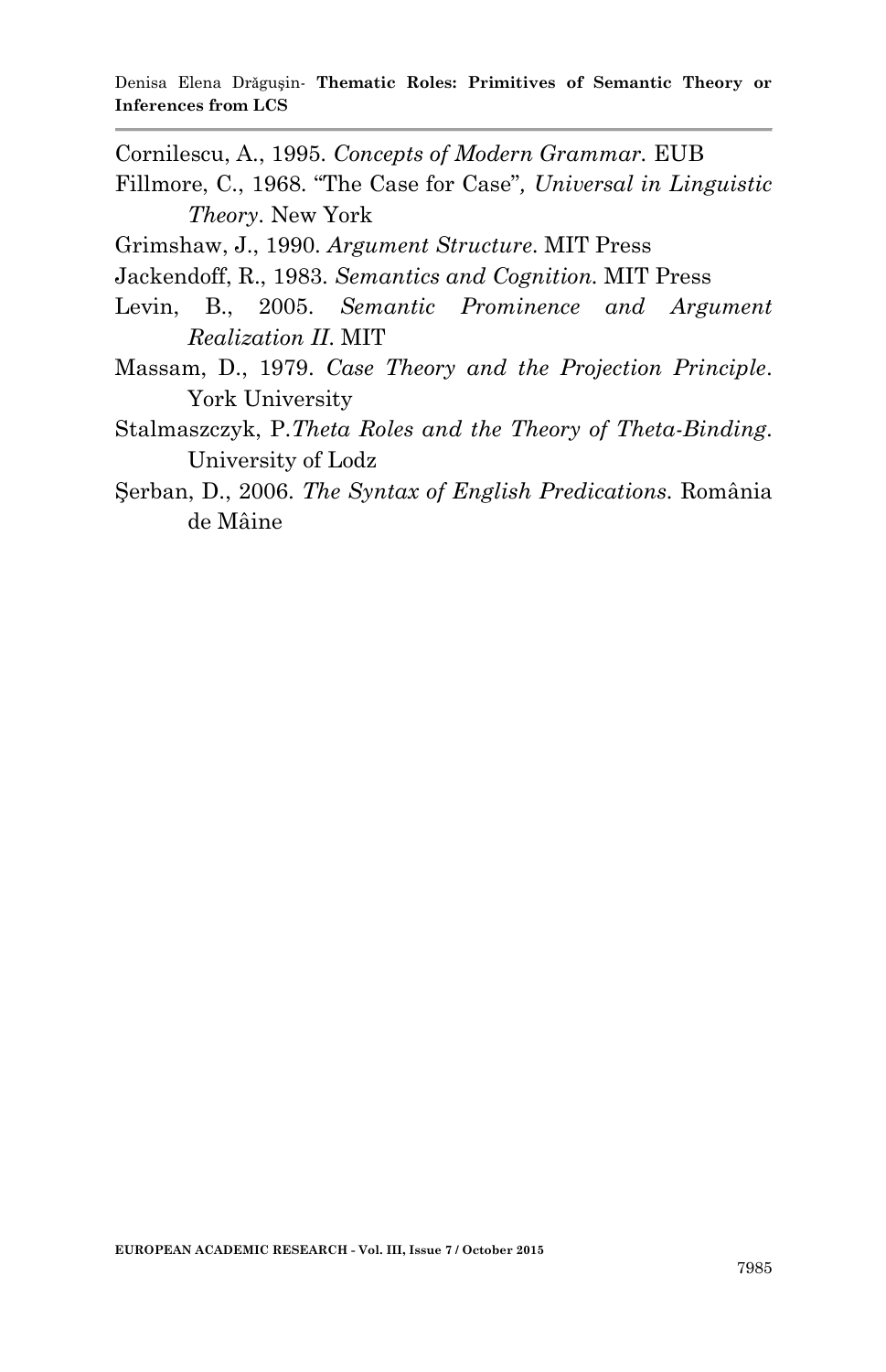Cornilescu, A., 1995. *Concepts of Modern Grammar.* EUB

Fillmore, C., 1968. "The Case for Case"*, Universal in Linguistic Theory*. New York

Grimshaw, J., 1990. *Argument Structure.* MIT Press

Jackendoff, R., 1983. *Semantics and Cognition.* MIT Press

Levin, B., 2005. *Semantic Prominence and Argument Realization II*. MIT

Massam, D., 1979. *Case Theory and the Projection Principle*. York University

Stalmaszczyk, P.*Theta Roles and the Theory of Theta-Binding*. University of Lodz

Şerban, D., 2006. *The Syntax of English Predications*. România de Mâine